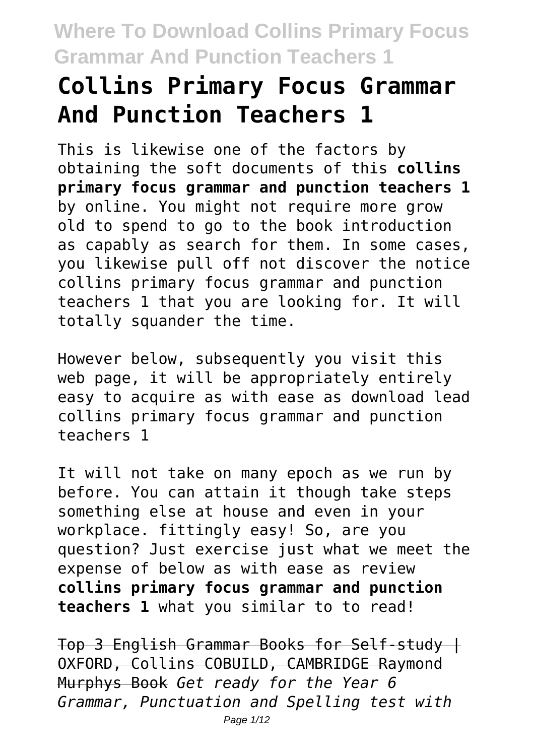# Collins Primary Focus Grammar And Punction Teachers 1

This is likewise one of the factors by obtaining the soft documents of this **collins primary focus grammar and punction teachers 1** by online. You might not require more grow old to spend to go to the book introduction as capably as search for them. In some cases, you likewise pull off not discover the notice collins primary focus grammar and punction teachers 1 that you are looking for. It will totally squander the time.

However below, subsequently you visit this web page, it will be appropriately entirely easy to acquire as with ease as download lead collins primary focus grammar and punction teachers 1

It will not take on many epoch as we run by before. You can attain it though take steps something else at house and even in your workplace. fittingly easy! So, are you question? Just exercise just what we meet the expense of below as with ease as review **collins primary focus grammar and punction teachers 1** what you similar to to read!

Top 3 English Grammar Books for Self-study | OXFORD, Collins COBUILD, CAMBRIDGE Raymond Murphys Book *Get ready for the Year 6 Grammar, Punctuation and Spelling test with*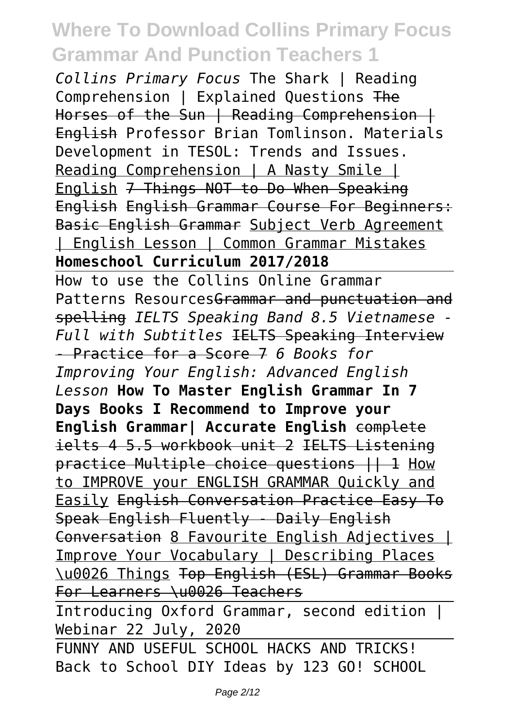*Collins Primary Focus* The Shark | Reading Comprehension | Explained Questions ~~The Horses of the Sun | Reading Comprehension | English~~ Professor Brian Tomlinson. Materials Development in TESOL: Trends and Issues. Reading Comprehension | A Nasty Smile | English ~~7 Things NOT to Do When Speaking English~~ ~~English Grammar Course For Beginners: Basic English Grammar~~ Subject Verb Agreement | English Lesson | Common Grammar Mistakes **Homeschool Curriculum 2017/2018**

How to use the Collins Online Grammar Patterns Resources~~Grammar and punctuation and spelling~~ *IELTS Speaking Band 8.5 Vietnamese - Full with Subtitles* ~~IELTS Speaking Interview - Practice for a Score 7~~ *6 Books for Improving Your English: Advanced English Lesson* **How To Master English Grammar In 7 Days Books I Recommend to Improve your English Grammar| Accurate English** ~~complete ielts 4 5.5 workbook unit 2~~ ~~IELTS Listening practice Multiple choice questions || 1~~ How to IMPROVE your ENGLISH GRAMMAR Quickly and Easily ~~English Conversation Practice Easy To Speak English Fluently - Daily English Conversation~~ 8 Favourite English Adjectives | Improve Your Vocabulary | Describing Places \u0026 Things ~~Top English (ESL) Grammar Books For Learners \u0026 Teachers~~

Introducing Oxford Grammar, second edition | Webinar 22 July, 2020

FUNNY AND USEFUL SCHOOL HACKS AND TRICKS! Back to School DIY Ideas by 123 GO! SCHOOL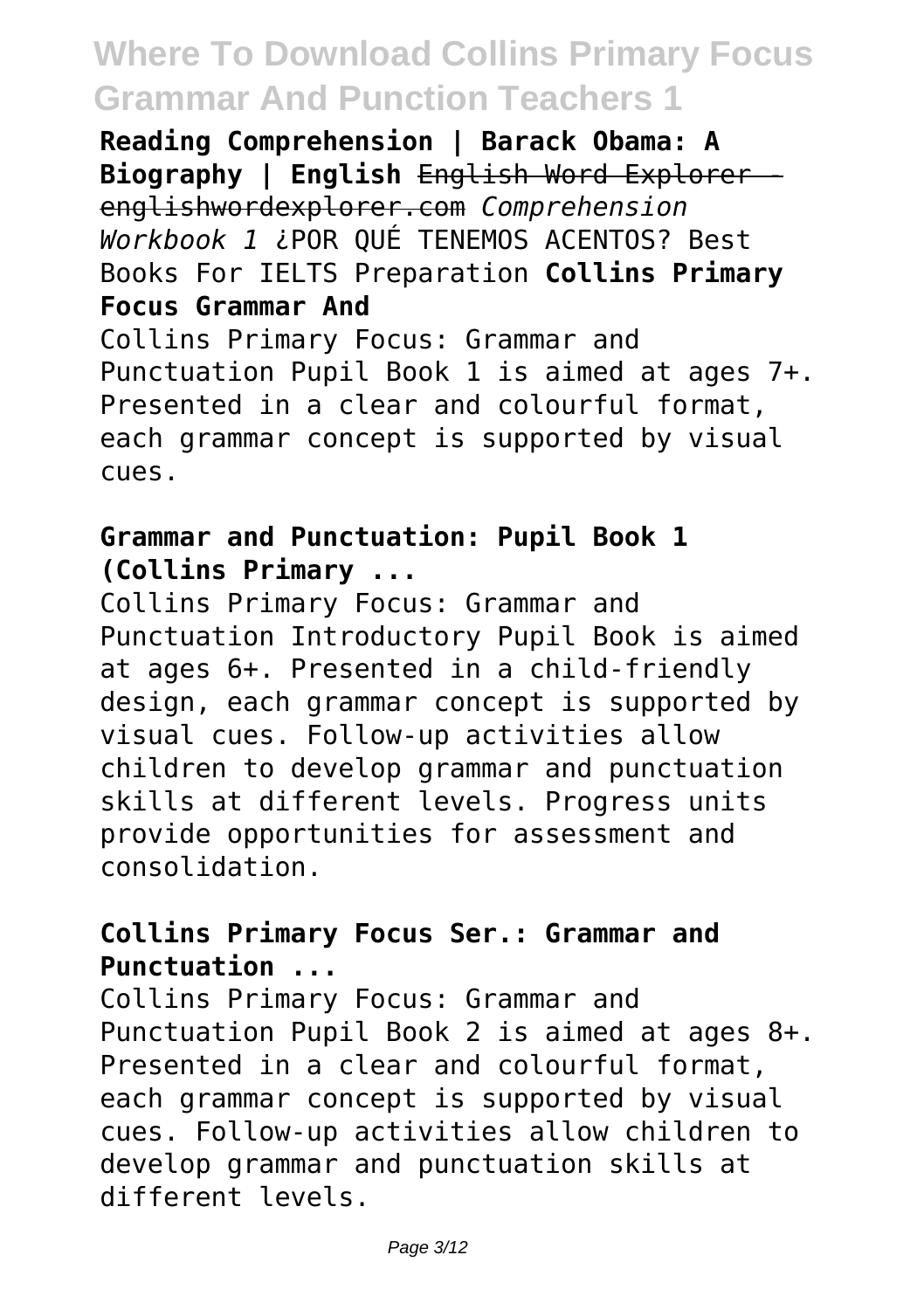**Reading Comprehension | Barack Obama: A Biography | English** ~~English Word Explorer - englishwordexplorer.com~~ *Comprehension Workbook 1* ¿POR QUÉ TENEMOS ACENTOS? Best Books For IELTS Preparation **Collins Primary Focus Grammar And**

Collins Primary Focus: Grammar and Punctuation Pupil Book 1 is aimed at ages 7+. Presented in a clear and colourful format, each grammar concept is supported by visual cues.

**Grammar and Punctuation: Pupil Book 1 (Collins Primary ...**

Collins Primary Focus: Grammar and Punctuation Introductory Pupil Book is aimed at ages 6+. Presented in a child-friendly design, each grammar concept is supported by visual cues. Follow-up activities allow children to develop grammar and punctuation skills at different levels. Progress units provide opportunities for assessment and consolidation.

**Collins Primary Focus Ser.: Grammar and Punctuation ...**

Collins Primary Focus: Grammar and Punctuation Pupil Book 2 is aimed at ages 8+. Presented in a clear and colourful format, each grammar concept is supported by visual cues. Follow-up activities allow children to develop grammar and punctuation skills at different levels.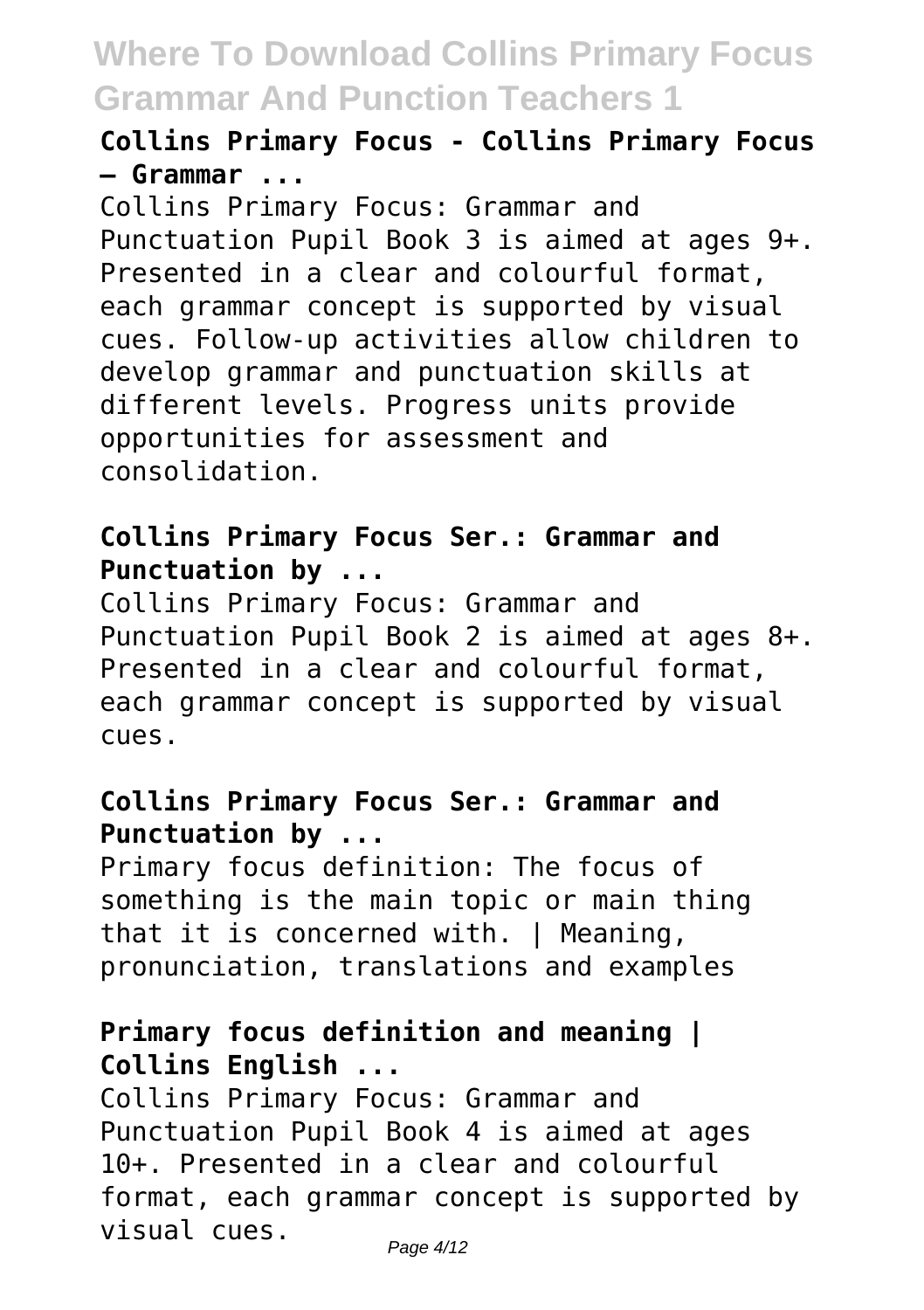### Collins Primary Focus - Collins Primary Focus – Grammar ...

Collins Primary Focus: Grammar and Punctuation Pupil Book 3 is aimed at ages 9+. Presented in a clear and colourful format, each grammar concept is supported by visual cues. Follow-up activities allow children to develop grammar and punctuation skills at different levels. Progress units provide opportunities for assessment and consolidation.

### Collins Primary Focus Ser.: Grammar and Punctuation by ...

Collins Primary Focus: Grammar and Punctuation Pupil Book 2 is aimed at ages 8+. Presented in a clear and colourful format, each grammar concept is supported by visual cues.

### Collins Primary Focus Ser.: Grammar and Punctuation by ...

Primary focus definition: The focus of something is the main topic or main thing that it is concerned with. | Meaning, pronunciation, translations and examples

### Primary focus definition and meaning | Collins English ...

Collins Primary Focus: Grammar and Punctuation Pupil Book 4 is aimed at ages 10+. Presented in a clear and colourful format, each grammar concept is supported by visual cues.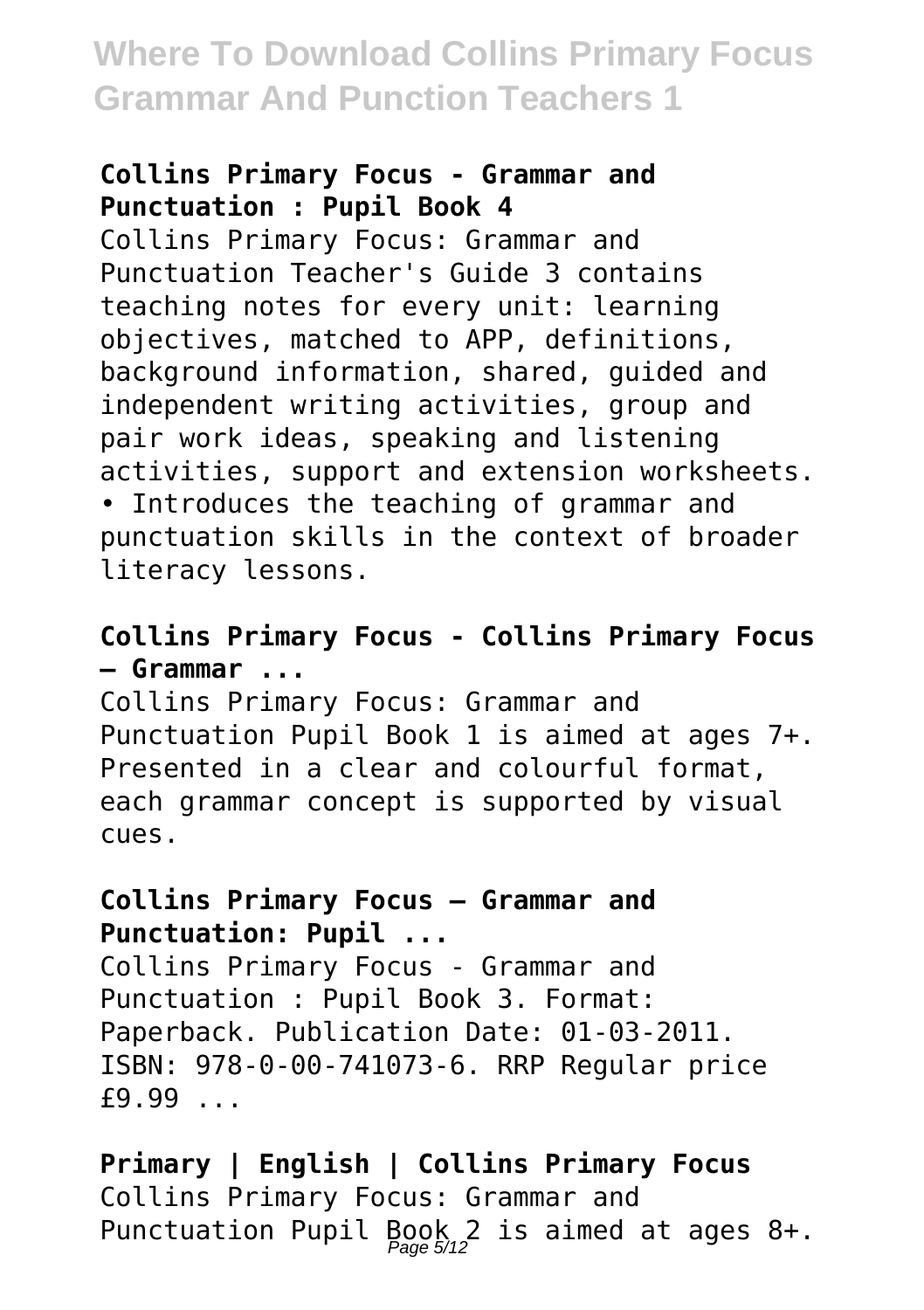**Collins Primary Focus - Grammar and Punctuation : Pupil Book 4**

Collins Primary Focus: Grammar and Punctuation Teacher's Guide 3 contains teaching notes for every unit: learning objectives, matched to APP, definitions, background information, shared, guided and independent writing activities, group and pair work ideas, speaking and listening activities, support and extension worksheets.

• Introduces the teaching of grammar and punctuation skills in the context of broader literacy lessons.

**Collins Primary Focus - Collins Primary Focus – Grammar ...**

Collins Primary Focus: Grammar and Punctuation Pupil Book 1 is aimed at ages 7+. Presented in a clear and colourful format, each grammar concept is supported by visual cues.

**Collins Primary Focus – Grammar and Punctuation: Pupil ...**

Collins Primary Focus - Grammar and Punctuation : Pupil Book 3. Format: Paperback. Publication Date: 01-03-2011. ISBN: 978-0-00-741073-6. RRP Regular price £9.99 ...

**Primary | English | Collins Primary Focus**

Collins Primary Focus: Grammar and Punctuation Pupil Book 2 is aimed at ages 8+.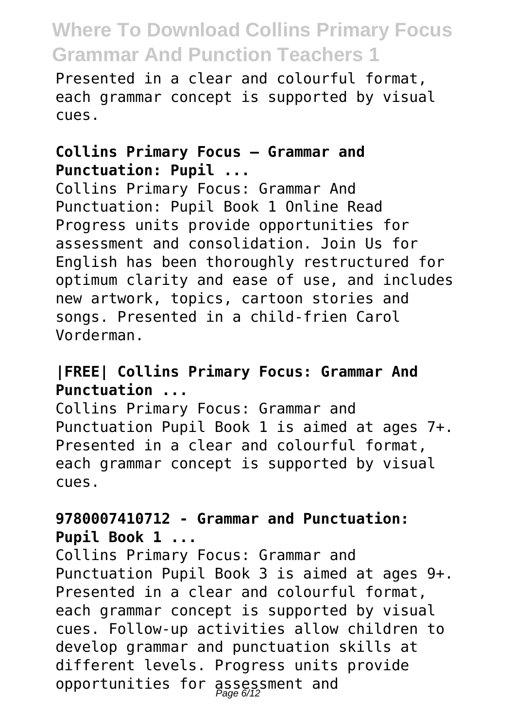Presented in a clear and colourful format, each grammar concept is supported by visual cues.

### Collins Primary Focus – Grammar and Punctuation: Pupil ...

Collins Primary Focus: Grammar And Punctuation: Pupil Book 1 Online Read Progress units provide opportunities for assessment and consolidation. Join Us for English has been thoroughly restructured for optimum clarity and ease of use, and includes new artwork, topics, cartoon stories and songs. Presented in a child-frien Carol Vorderman.

### |FREE| Collins Primary Focus: Grammar And Punctuation ...

Collins Primary Focus: Grammar and Punctuation Pupil Book 1 is aimed at ages 7+. Presented in a clear and colourful format, each grammar concept is supported by visual cues.

### 9780007410712 - Grammar and Punctuation: Pupil Book 1 ...

Collins Primary Focus: Grammar and Punctuation Pupil Book 3 is aimed at ages 9+. Presented in a clear and colourful format, each grammar concept is supported by visual cues. Follow-up activities allow children to develop grammar and punctuation skills at different levels. Progress units provide opportunities for assessment and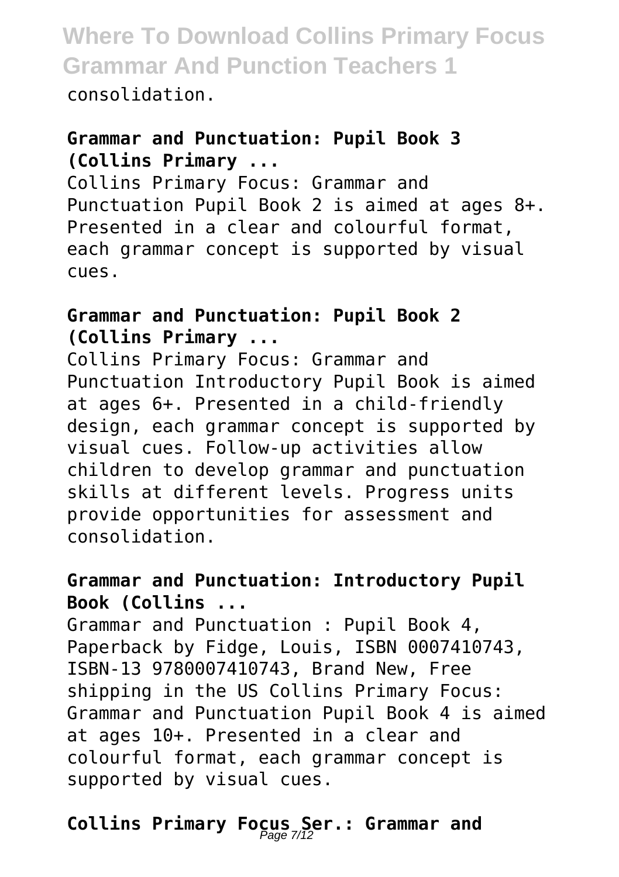consolidation.

**Grammar and Punctuation: Pupil Book 3 (Collins Primary ...**

Collins Primary Focus: Grammar and Punctuation Pupil Book 2 is aimed at ages 8+. Presented in a clear and colourful format, each grammar concept is supported by visual cues.

**Grammar and Punctuation: Pupil Book 2 (Collins Primary ...**

Collins Primary Focus: Grammar and Punctuation Introductory Pupil Book is aimed at ages 6+. Presented in a child-friendly design, each grammar concept is supported by visual cues. Follow-up activities allow children to develop grammar and punctuation skills at different levels. Progress units provide opportunities for assessment and consolidation.

**Grammar and Punctuation: Introductory Pupil Book (Collins ...**

Grammar and Punctuation : Pupil Book 4, Paperback by Fidge, Louis, ISBN 0007410743, ISBN-13 9780007410743, Brand New, Free shipping in the US Collins Primary Focus: Grammar and Punctuation Pupil Book 4 is aimed at ages 10+. Presented in a clear and colourful format, each grammar concept is supported by visual cues.

**Collins Primary Focus Ser.: Grammar and**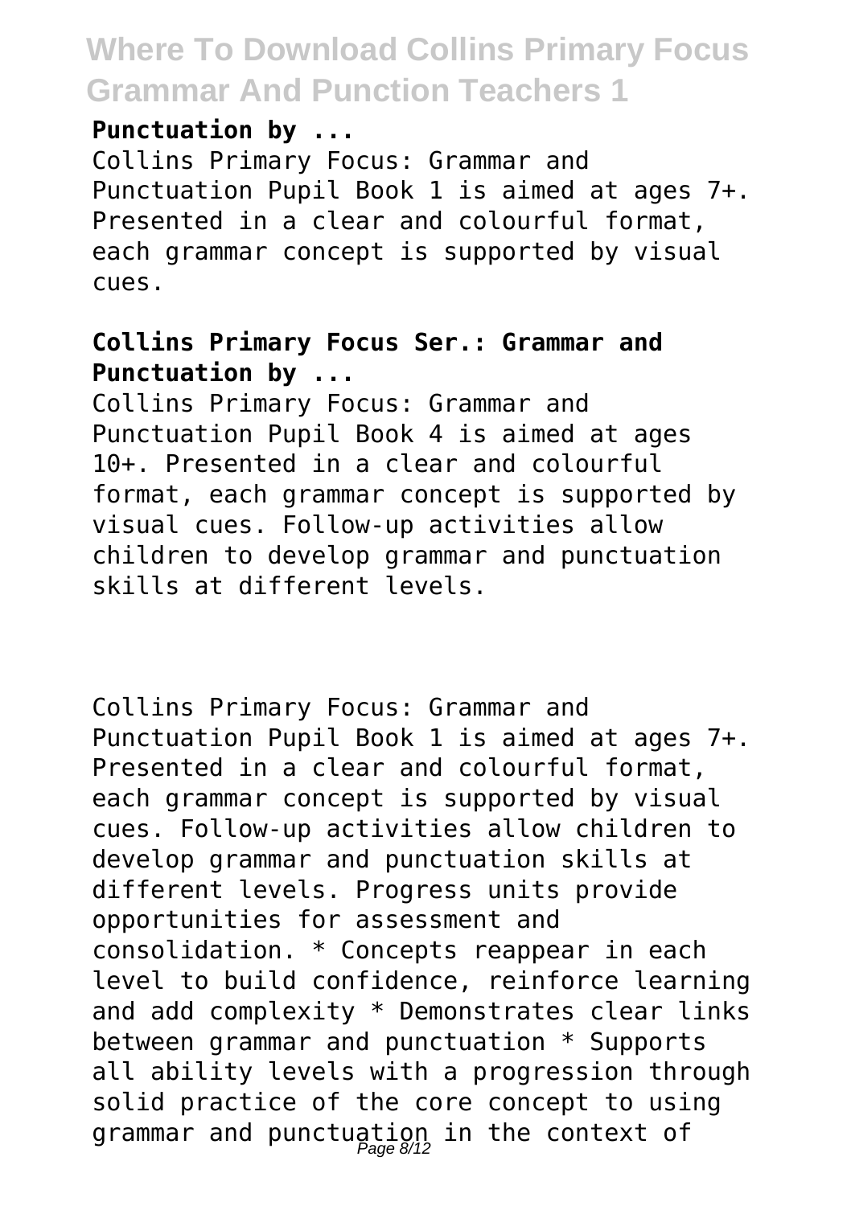**Punctuation by ...**

Collins Primary Focus: Grammar and Punctuation Pupil Book 1 is aimed at ages 7+. Presented in a clear and colourful format, each grammar concept is supported by visual cues.

**Collins Primary Focus Ser.: Grammar and Punctuation by ...**

Collins Primary Focus: Grammar and Punctuation Pupil Book 4 is aimed at ages 10+. Presented in a clear and colourful format, each grammar concept is supported by visual cues. Follow-up activities allow children to develop grammar and punctuation skills at different levels.

Collins Primary Focus: Grammar and Punctuation Pupil Book 1 is aimed at ages 7+. Presented in a clear and colourful format, each grammar concept is supported by visual cues. Follow-up activities allow children to develop grammar and punctuation skills at different levels. Progress units provide opportunities for assessment and consolidation. * Concepts reappear in each level to build confidence, reinforce learning and add complexity * Demonstrates clear links between grammar and punctuation * Supports all ability levels with a progression through solid practice of the core concept to using grammar and punctuation in the context of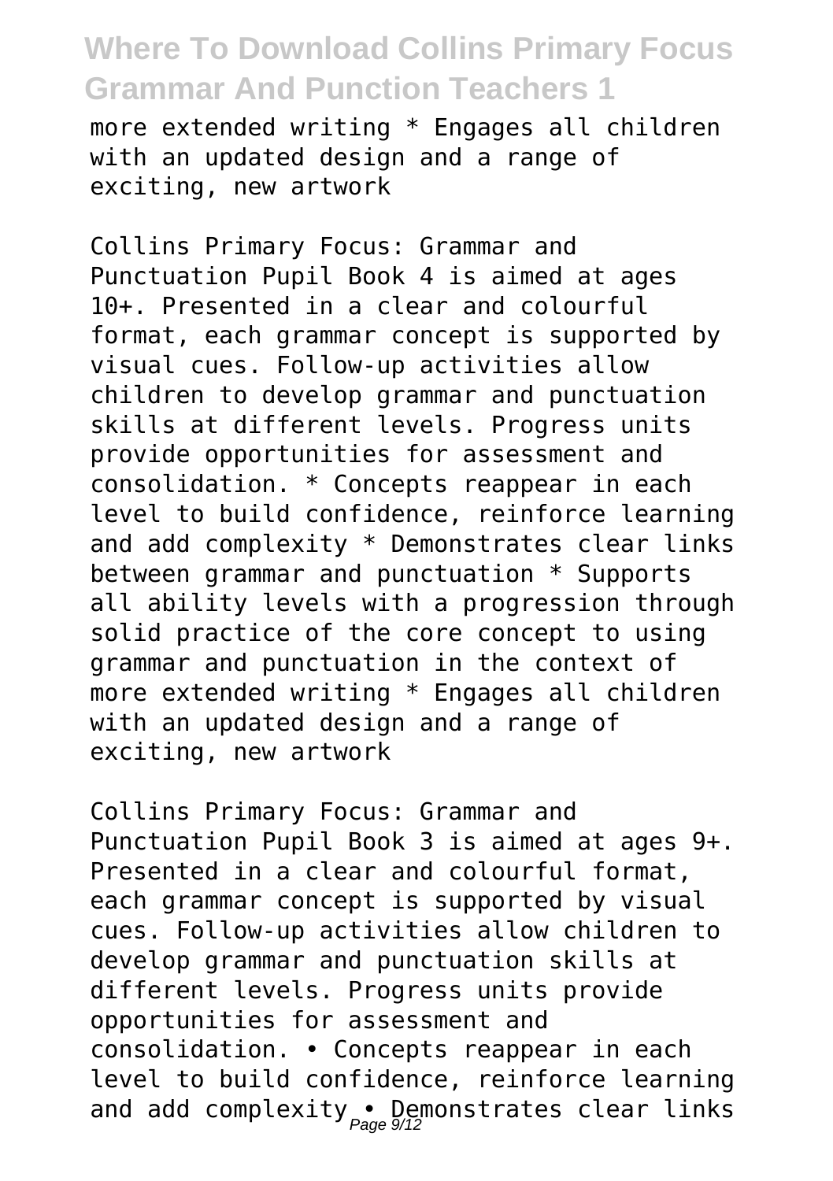more extended writing * Engages all children with an updated design and a range of exciting, new artwork

Collins Primary Focus: Grammar and Punctuation Pupil Book 4 is aimed at ages 10+. Presented in a clear and colourful format, each grammar concept is supported by visual cues. Follow-up activities allow children to develop grammar and punctuation skills at different levels. Progress units provide opportunities for assessment and consolidation. * Concepts reappear in each level to build confidence, reinforce learning and add complexity * Demonstrates clear links between grammar and punctuation * Supports all ability levels with a progression through solid practice of the core concept to using grammar and punctuation in the context of more extended writing * Engages all children with an updated design and a range of exciting, new artwork

Collins Primary Focus: Grammar and Punctuation Pupil Book 3 is aimed at ages 9+. Presented in a clear and colourful format, each grammar concept is supported by visual cues. Follow-up activities allow children to develop grammar and punctuation skills at different levels. Progress units provide opportunities for assessment and consolidation. • Concepts reappear in each level to build confidence, reinforce learning and add complexity • Demonstrates clear links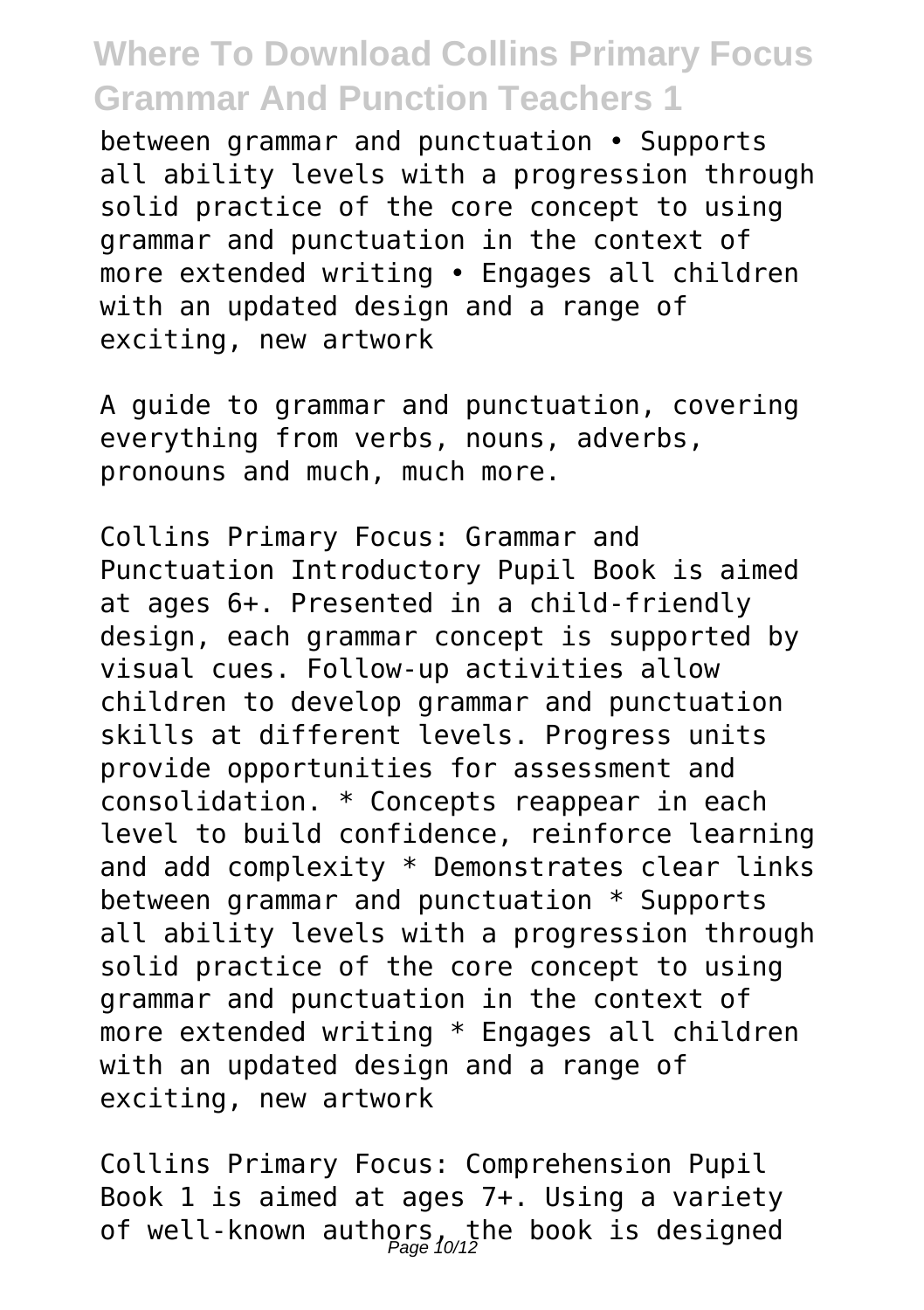between grammar and punctuation • Supports all ability levels with a progression through solid practice of the core concept to using grammar and punctuation in the context of more extended writing • Engages all children with an updated design and a range of exciting, new artwork

A guide to grammar and punctuation, covering everything from verbs, nouns, adverbs, pronouns and much, much more.

Collins Primary Focus: Grammar and Punctuation Introductory Pupil Book is aimed at ages 6+. Presented in a child-friendly design, each grammar concept is supported by visual cues. Follow-up activities allow children to develop grammar and punctuation skills at different levels. Progress units provide opportunities for assessment and consolidation. * Concepts reappear in each level to build confidence, reinforce learning and add complexity * Demonstrates clear links between grammar and punctuation * Supports all ability levels with a progression through solid practice of the core concept to using grammar and punctuation in the context of more extended writing * Engages all children with an updated design and a range of exciting, new artwork

Collins Primary Focus: Comprehension Pupil Book 1 is aimed at ages 7+. Using a variety of well-known authors, the book is designed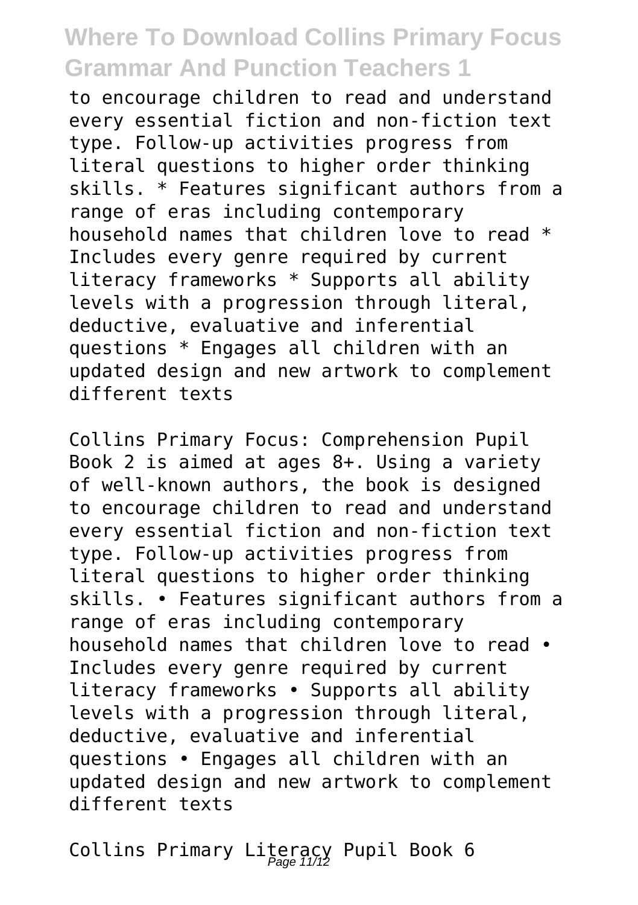to encourage children to read and understand every essential fiction and non-fiction text type. Follow-up activities progress from literal questions to higher order thinking skills. * Features significant authors from a range of eras including contemporary household names that children love to read * Includes every genre required by current literacy frameworks * Supports all ability levels with a progression through literal, deductive, evaluative and inferential questions * Engages all children with an updated design and new artwork to complement different texts

Collins Primary Focus: Comprehension Pupil Book 2 is aimed at ages 8+. Using a variety of well-known authors, the book is designed to encourage children to read and understand every essential fiction and non-fiction text type. Follow-up activities progress from literal questions to higher order thinking skills. • Features significant authors from a range of eras including contemporary household names that children love to read • Includes every genre required by current literacy frameworks • Supports all ability levels with a progression through literal, deductive, evaluative and inferential questions • Engages all children with an updated design and new artwork to complement different texts

Collins Primary Literacy Pupil Book 6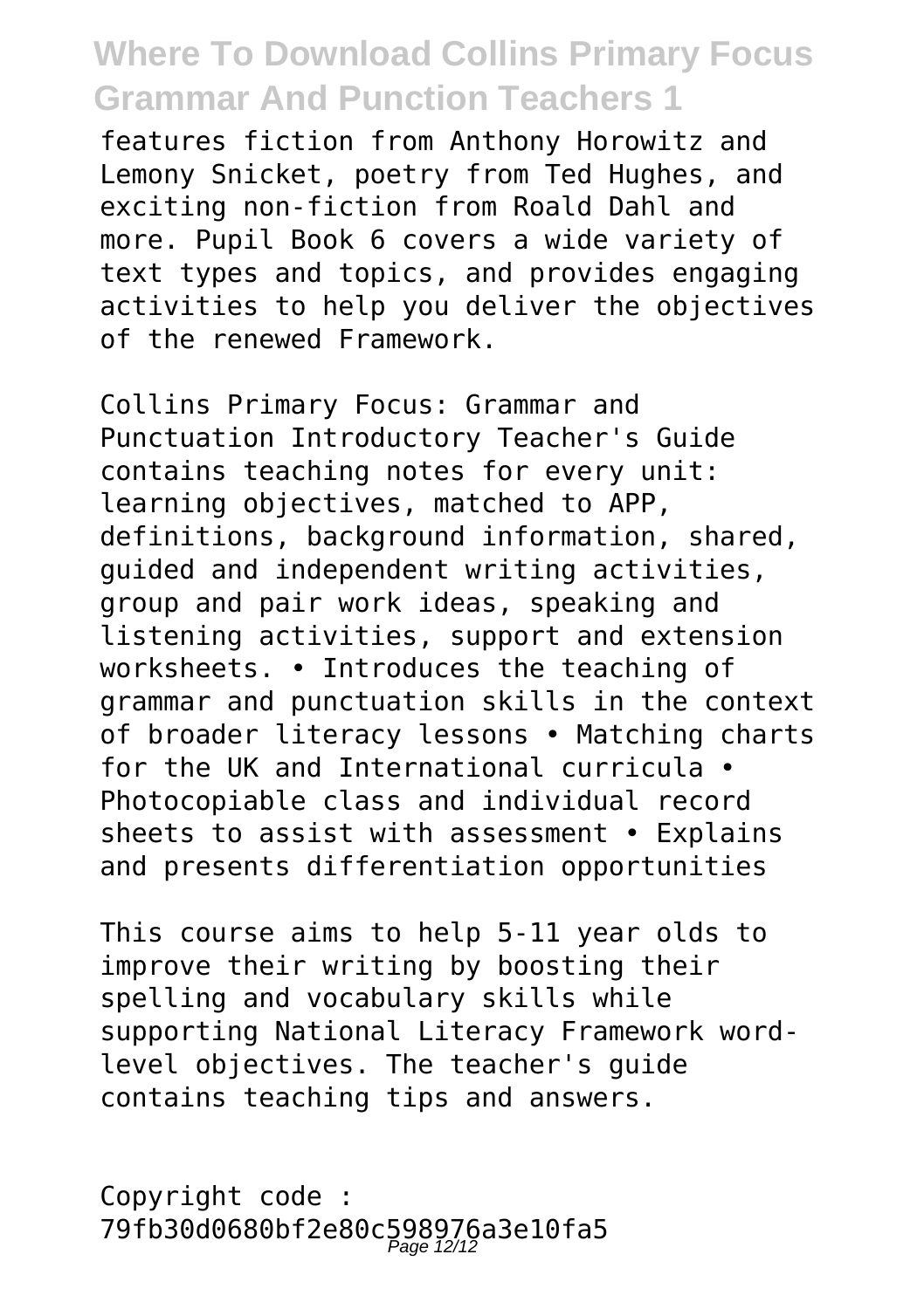features fiction from Anthony Horowitz and Lemony Snicket, poetry from Ted Hughes, and exciting non-fiction from Roald Dahl and more. Pupil Book 6 covers a wide variety of text types and topics, and provides engaging activities to help you deliver the objectives of the renewed Framework.

Collins Primary Focus: Grammar and Punctuation Introductory Teacher's Guide contains teaching notes for every unit: learning objectives, matched to APP, definitions, background information, shared, guided and independent writing activities, group and pair work ideas, speaking and listening activities, support and extension worksheets. • Introduces the teaching of grammar and punctuation skills in the context of broader literacy lessons • Matching charts for the UK and International curricula • Photocopiable class and individual record sheets to assist with assessment • Explains and presents differentiation opportunities

This course aims to help 5-11 year olds to improve their writing by boosting their spelling and vocabulary skills while supporting National Literacy Framework word-level objectives. The teacher's guide contains teaching tips and answers.

Copyright code : 79fb30d0680bf2e80c598976a3e10fa5